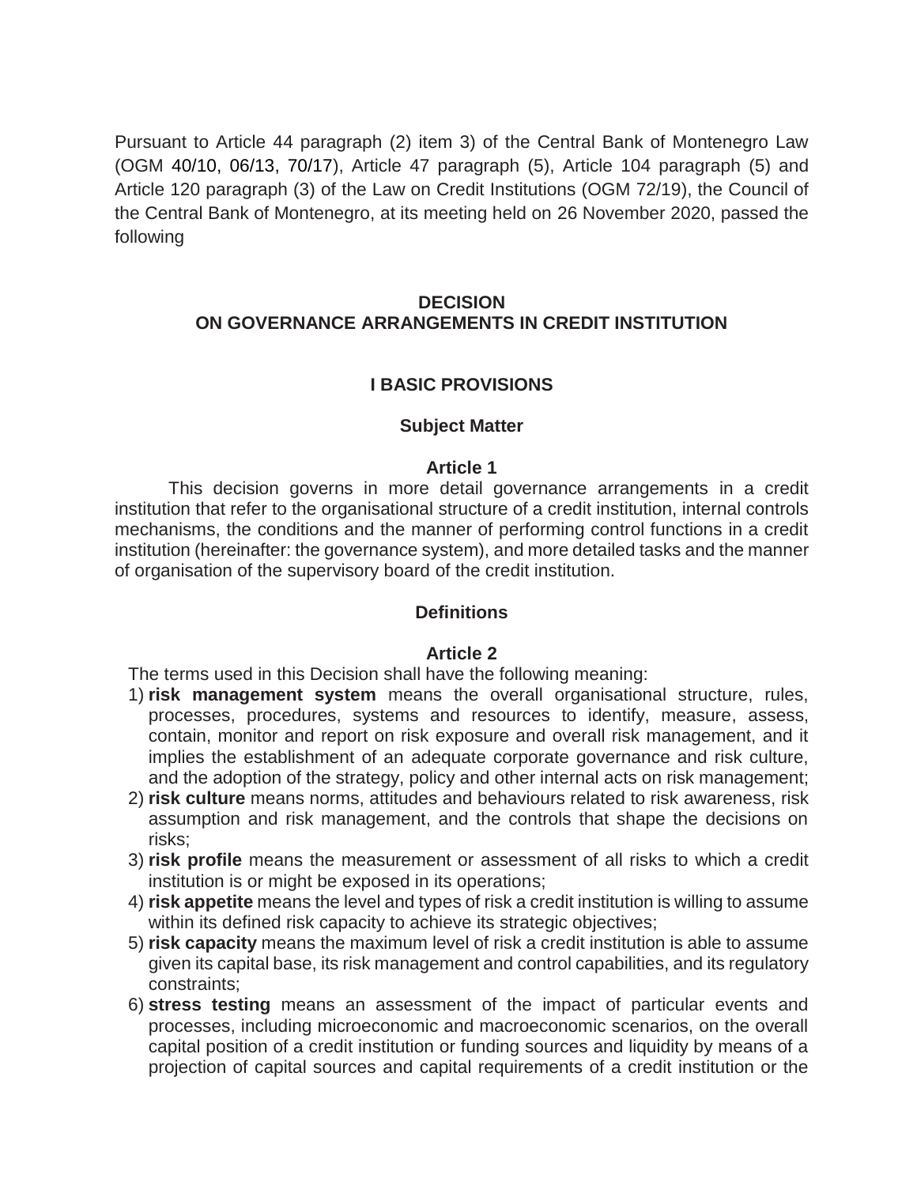Pursuant to Article 44 paragraph (2) item 3) of the Central Bank of Montenegro Law (OGM 40/10, 06/13, 70/17), Article 47 paragraph (5), Article 104 paragraph (5) and Article 120 paragraph (3) of the Law on Credit Institutions (OGM 72/19), the Council of the Central Bank of Montenegro, at its meeting held on 26 November 2020, passed the following

# DECISION
# ON GOVERNANCE ARRANGEMENTS IN CREDIT INSTITUTION

## I BASIC PROVISIONS

### Subject Matter

#### Article 1

This decision governs in more detail governance arrangements in a credit institution that refer to the organisational structure of a credit institution, internal controls mechanisms, the conditions and the manner of performing control functions in a credit institution (hereinafter: the governance system), and more detailed tasks and the manner of organisation of the supervisory board of the credit institution.

### Definitions

#### Article 2

The terms used in this Decision shall have the following meaning:

1) **risk management system** means the overall organisational structure, rules, processes, procedures, systems and resources to identify, measure, assess, contain, monitor and report on risk exposure and overall risk management, and it implies the establishment of an adequate corporate governance and risk culture, and the adoption of the strategy, policy and other internal acts on risk management;
2) **risk culture** means norms, attitudes and behaviours related to risk awareness, risk assumption and risk management, and the controls that shape the decisions on risks;
3) **risk profile** means the measurement or assessment of all risks to which a credit institution is or might be exposed in its operations;
4) **risk appetite** means the level and types of risk a credit institution is willing to assume within its defined risk capacity to achieve its strategic objectives;
5) **risk capacity** means the maximum level of risk a credit institution is able to assume given its capital base, its risk management and control capabilities, and its regulatory constraints;
6) **stress testing** means an assessment of the impact of particular events and processes, including microeconomic and macroeconomic scenarios, on the overall capital position of a credit institution or funding sources and liquidity by means of a projection of capital sources and capital requirements of a credit institution or the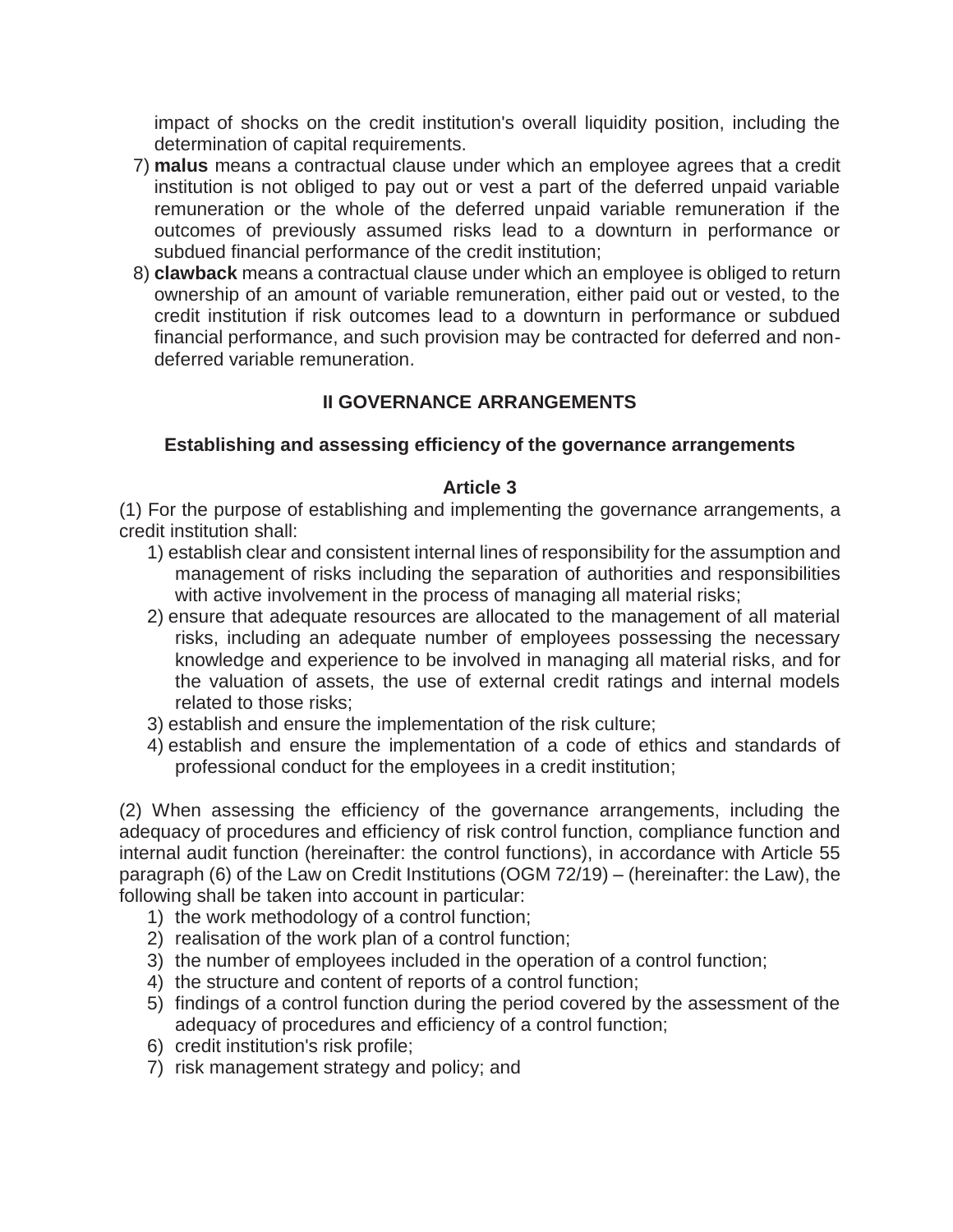impact of shocks on the credit institution's overall liquidity position, including the determination of capital requirements.

7) **malus** means a contractual clause under which an employee agrees that a credit institution is not obliged to pay out or vest a part of the deferred unpaid variable remuneration or the whole of the deferred unpaid variable remuneration if the outcomes of previously assumed risks lead to a downturn in performance or subdued financial performance of the credit institution;
8) **clawback** means a contractual clause under which an employee is obliged to return ownership of an amount of variable remuneration, either paid out or vested, to the credit institution if risk outcomes lead to a downturn in performance or subdued financial performance, and such provision may be contracted for deferred and non-deferred variable remuneration.

## II GOVERNANCE ARRANGEMENTS

### Establishing and assessing efficiency of the governance arrangements

#### Article 3

(1) For the purpose of establishing and implementing the governance arrangements, a credit institution shall:

1) establish clear and consistent internal lines of responsibility for the assumption and management of risks including the separation of authorities and responsibilities with active involvement in the process of managing all material risks;
2) ensure that adequate resources are allocated to the management of all material risks, including an adequate number of employees possessing the necessary knowledge and experience to be involved in managing all material risks, and for the valuation of assets, the use of external credit ratings and internal models related to those risks;
3) establish and ensure the implementation of the risk culture;
4) establish and ensure the implementation of a code of ethics and standards of professional conduct for the employees in a credit institution;

(2) When assessing the efficiency of the governance arrangements, including the adequacy of procedures and efficiency of risk control function, compliance function and internal audit function (hereinafter: the control functions), in accordance with Article 55 paragraph (6) of the Law on Credit Institutions (OGM 72/19) – (hereinafter: the Law), the following shall be taken into account in particular:

1) the work methodology of a control function;
2) realisation of the work plan of a control function;
3) the number of employees included in the operation of a control function;
4) the structure and content of reports of a control function;
5) findings of a control function during the period covered by the assessment of the adequacy of procedures and efficiency of a control function;
6) credit institution's risk profile;
7) risk management strategy and policy; and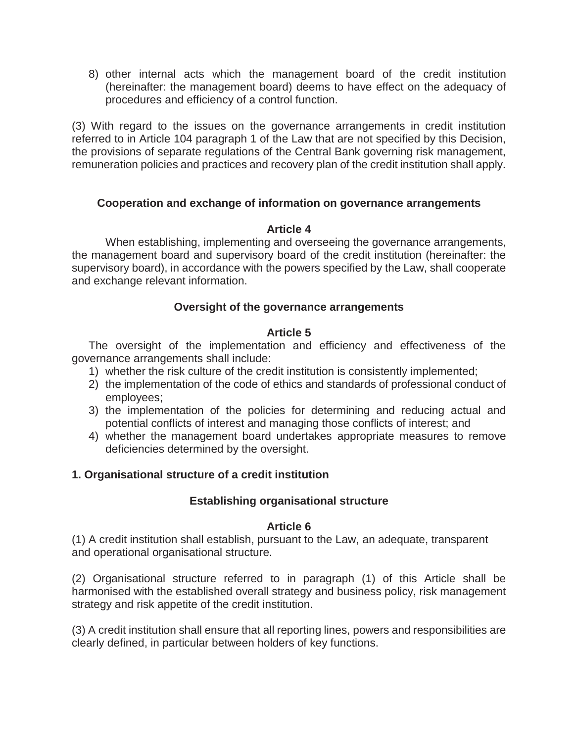8) other internal acts which the management board of the credit institution (hereinafter: the management board) deems to have effect on the adequacy of procedures and efficiency of a control function.

(3) With regard to the issues on the governance arrangements in credit institution referred to in Article 104 paragraph 1 of the Law that are not specified by this Decision, the provisions of separate regulations of the Central Bank governing risk management, remuneration policies and practices and recovery plan of the credit institution shall apply.

**Cooperation and exchange of information on governance arrangements**

**Article 4**

When establishing, implementing and overseeing the governance arrangements, the management board and supervisory board of the credit institution (hereinafter: the supervisory board), in accordance with the powers specified by the Law, shall cooperate and exchange relevant information.

**Oversight of the governance arrangements**

**Article 5**

The oversight of the implementation and efficiency and effectiveness of the governance arrangements shall include:

1) whether the risk culture of the credit institution is consistently implemented;
2) the implementation of the code of ethics and standards of professional conduct of employees;
3) the implementation of the policies for determining and reducing actual and potential conflicts of interest and managing those conflicts of interest; and
4) whether the management board undertakes appropriate measures to remove deficiencies determined by the oversight.

**1. Organisational structure of a credit institution**

**Establishing organisational structure**

**Article 6**

(1) A credit institution shall establish, pursuant to the Law, an adequate, transparent and operational organisational structure.

(2) Organisational structure referred to in paragraph (1) of this Article shall be harmonised with the established overall strategy and business policy, risk management strategy and risk appetite of the credit institution.

(3) A credit institution shall ensure that all reporting lines, powers and responsibilities are clearly defined, in particular between holders of key functions.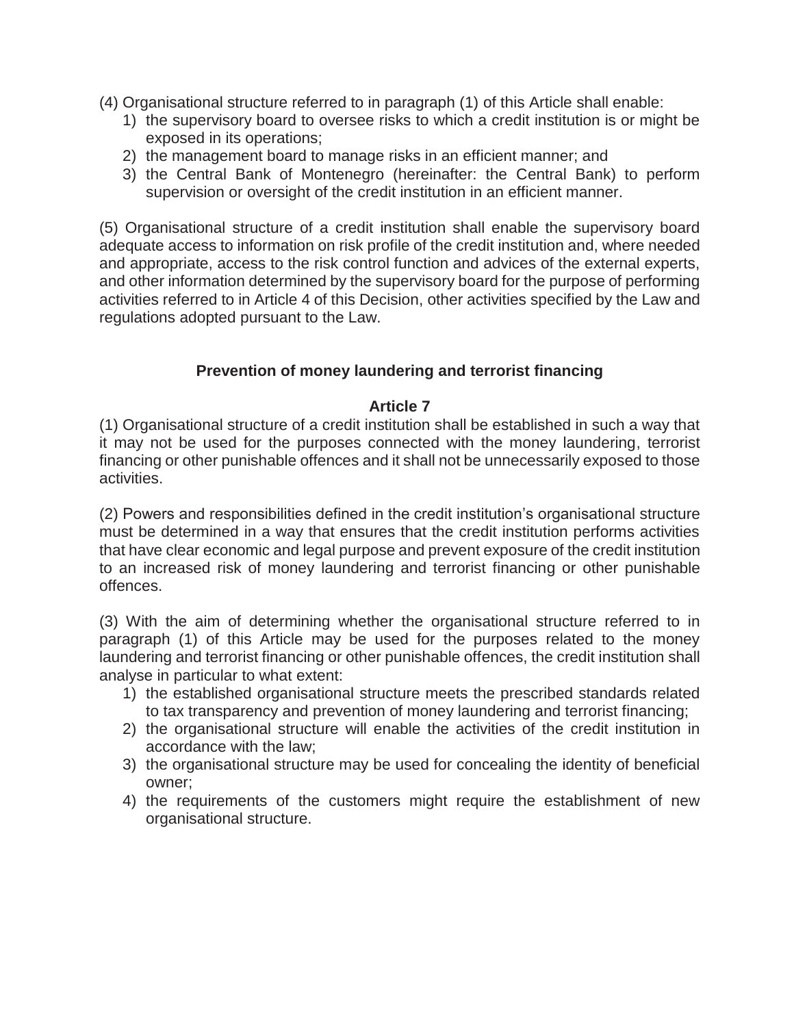(4) Organisational structure referred to in paragraph (1) of this Article shall enable:

1) the supervisory board to oversee risks to which a credit institution is or might be exposed in its operations;
2) the management board to manage risks in an efficient manner; and
3) the Central Bank of Montenegro (hereinafter: the Central Bank) to perform supervision or oversight of the credit institution in an efficient manner.

(5) Organisational structure of a credit institution shall enable the supervisory board adequate access to information on risk profile of the credit institution and, where needed and appropriate, access to the risk control function and advices of the external experts, and other information determined by the supervisory board for the purpose of performing activities referred to in Article 4 of this Decision, other activities specified by the Law and regulations adopted pursuant to the Law.

### Prevention of money laundering and terrorist financing

### Article 7

(1) Organisational structure of a credit institution shall be established in such a way that it may not be used for the purposes connected with the money laundering, terrorist financing or other punishable offences and it shall not be unnecessarily exposed to those activities.

(2) Powers and responsibilities defined in the credit institution's organisational structure must be determined in a way that ensures that the credit institution performs activities that have clear economic and legal purpose and prevent exposure of the credit institution to an increased risk of money laundering and terrorist financing or other punishable offences.

(3) With the aim of determining whether the organisational structure referred to in paragraph (1) of this Article may be used for the purposes related to the money laundering and terrorist financing or other punishable offences, the credit institution shall analyse in particular to what extent:

1) the established organisational structure meets the prescribed standards related to tax transparency and prevention of money laundering and terrorist financing;
2) the organisational structure will enable the activities of the credit institution in accordance with the law;
3) the organisational structure may be used for concealing the identity of beneficial owner;
4) the requirements of the customers might require the establishment of new organisational structure.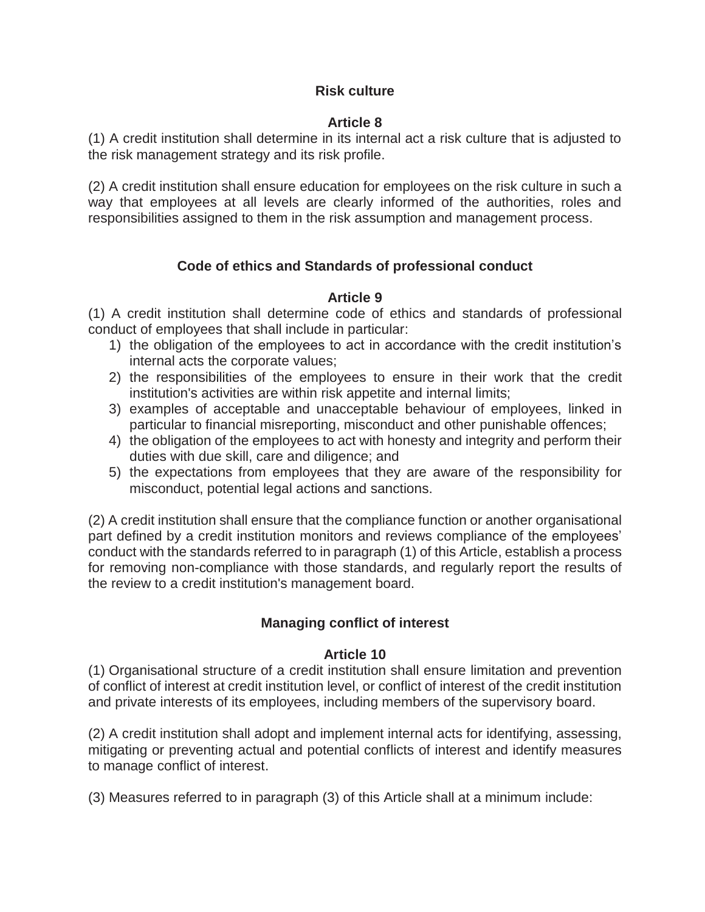### Risk culture

### Article 8

(1) A credit institution shall determine in its internal act a risk culture that is adjusted to the risk management strategy and its risk profile.

(2) A credit institution shall ensure education for employees on the risk culture in such a way that employees at all levels are clearly informed of the authorities, roles and responsibilities assigned to them in the risk assumption and management process.

### Code of ethics and Standards of professional conduct

### Article 9

(1) A credit institution shall determine code of ethics and standards of professional conduct of employees that shall include in particular:

1) the obligation of the employees to act in accordance with the credit institution's internal acts the corporate values;
2) the responsibilities of the employees to ensure in their work that the credit institution's activities are within risk appetite and internal limits;
3) examples of acceptable and unacceptable behaviour of employees, linked in particular to financial misreporting, misconduct and other punishable offences;
4) the obligation of the employees to act with honesty and integrity and perform their duties with due skill, care and diligence; and
5) the expectations from employees that they are aware of the responsibility for misconduct, potential legal actions and sanctions.

(2) A credit institution shall ensure that the compliance function or another organisational part defined by a credit institution monitors and reviews compliance of the employees' conduct with the standards referred to in paragraph (1) of this Article, establish a process for removing non-compliance with those standards, and regularly report the results of the review to a credit institution's management board.

### Managing conflict of interest

### Article 10

(1) Organisational structure of a credit institution shall ensure limitation and prevention of conflict of interest at credit institution level, or conflict of interest of the credit institution and private interests of its employees, including members of the supervisory board.

(2) A credit institution shall adopt and implement internal acts for identifying, assessing, mitigating or preventing actual and potential conflicts of interest and identify measures to manage conflict of interest.

(3) Measures referred to in paragraph (3) of this Article shall at a minimum include: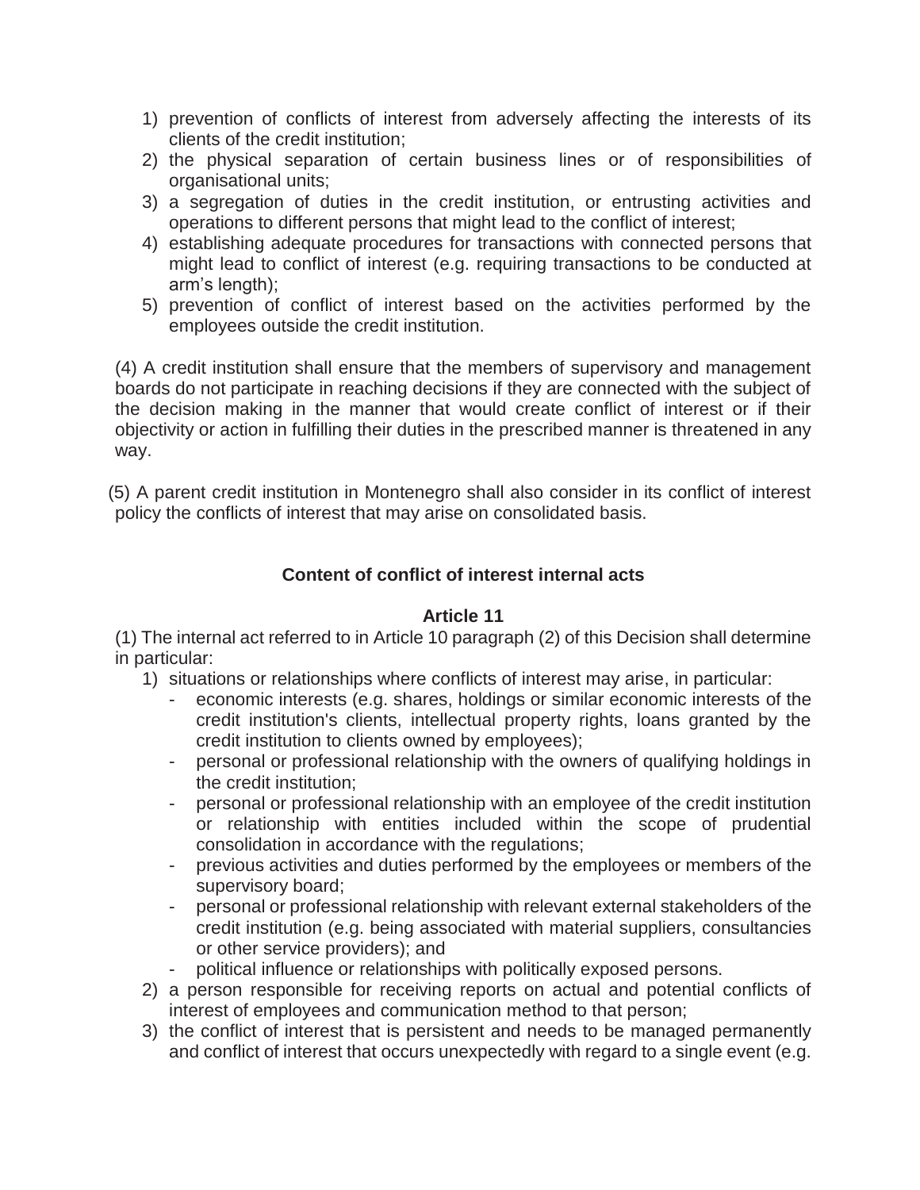1) prevention of conflicts of interest from adversely affecting the interests of its clients of the credit institution;
2) the physical separation of certain business lines or of responsibilities of organisational units;
3) a segregation of duties in the credit institution, or entrusting activities and operations to different persons that might lead to the conflict of interest;
4) establishing adequate procedures for transactions with connected persons that might lead to conflict of interest (e.g. requiring transactions to be conducted at arm's length);
5) prevention of conflict of interest based on the activities performed by the employees outside the credit institution.

(4) A credit institution shall ensure that the members of supervisory and management boards do not participate in reaching decisions if they are connected with the subject of the decision making in the manner that would create conflict of interest or if their objectivity or action in fulfilling their duties in the prescribed manner is threatened in any way.

(5) A parent credit institution in Montenegro shall also consider in its conflict of interest policy the conflicts of interest that may arise on consolidated basis.

**Content of conflict of interest internal acts**

**Article 11**

(1) The internal act referred to in Article 10 paragraph (2) of this Decision shall determine in particular:

1) situations or relationships where conflicts of interest may arise, in particular:
   - economic interests (e.g. shares, holdings or similar economic interests of the credit institution's clients, intellectual property rights, loans granted by the credit institution to clients owned by employees);
   - personal or professional relationship with the owners of qualifying holdings in the credit institution;
   - personal or professional relationship with an employee of the credit institution or relationship with entities included within the scope of prudential consolidation in accordance with the regulations;
   - previous activities and duties performed by the employees or members of the supervisory board;
   - personal or professional relationship with relevant external stakeholders of the credit institution (e.g. being associated with material suppliers, consultancies or other service providers); and
   - political influence or relationships with politically exposed persons.
2) a person responsible for receiving reports on actual and potential conflicts of interest of employees and communication method to that person;
3) the conflict of interest that is persistent and needs to be managed permanently and conflict of interest that occurs unexpectedly with regard to a single event (e.g.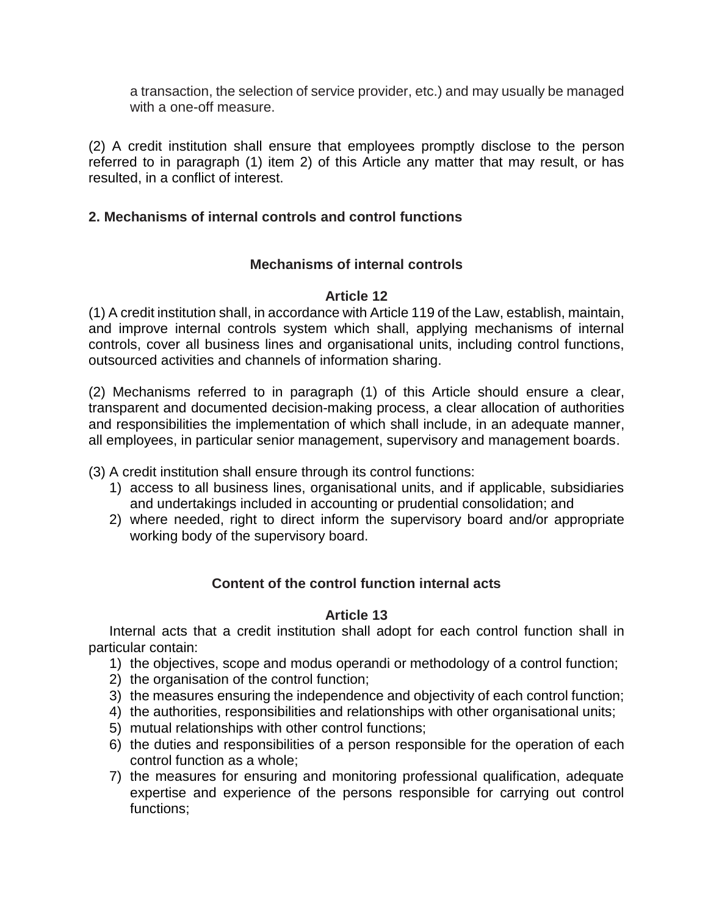a transaction, the selection of service provider, etc.) and may usually be managed with a one-off measure.

(2) A credit institution shall ensure that employees promptly disclose to the person referred to in paragraph (1) item 2) of this Article any matter that may result, or has resulted, in a conflict of interest.

## 2. Mechanisms of internal controls and control functions

### Mechanisms of internal controls

### Article 12

(1) A credit institution shall, in accordance with Article 119 of the Law, establish, maintain, and improve internal controls system which shall, applying mechanisms of internal controls, cover all business lines and organisational units, including control functions, outsourced activities and channels of information sharing.

(2) Mechanisms referred to in paragraph (1) of this Article should ensure a clear, transparent and documented decision-making process, a clear allocation of authorities and responsibilities the implementation of which shall include, in an adequate manner, all employees, in particular senior management, supervisory and management boards.

(3) A credit institution shall ensure through its control functions:

1) access to all business lines, organisational units, and if applicable, subsidiaries and undertakings included in accounting or prudential consolidation; and
2) where needed, right to direct inform the supervisory board and/or appropriate working body of the supervisory board.

### Content of the control function internal acts

### Article 13

Internal acts that a credit institution shall adopt for each control function shall in particular contain:

1) the objectives, scope and modus operandi or methodology of a control function;
2) the organisation of the control function;
3) the measures ensuring the independence and objectivity of each control function;
4) the authorities, responsibilities and relationships with other organisational units;
5) mutual relationships with other control functions;
6) the duties and responsibilities of a person responsible for the operation of each control function as a whole;
7) the measures for ensuring and monitoring professional qualification, adequate expertise and experience of the persons responsible for carrying out control functions;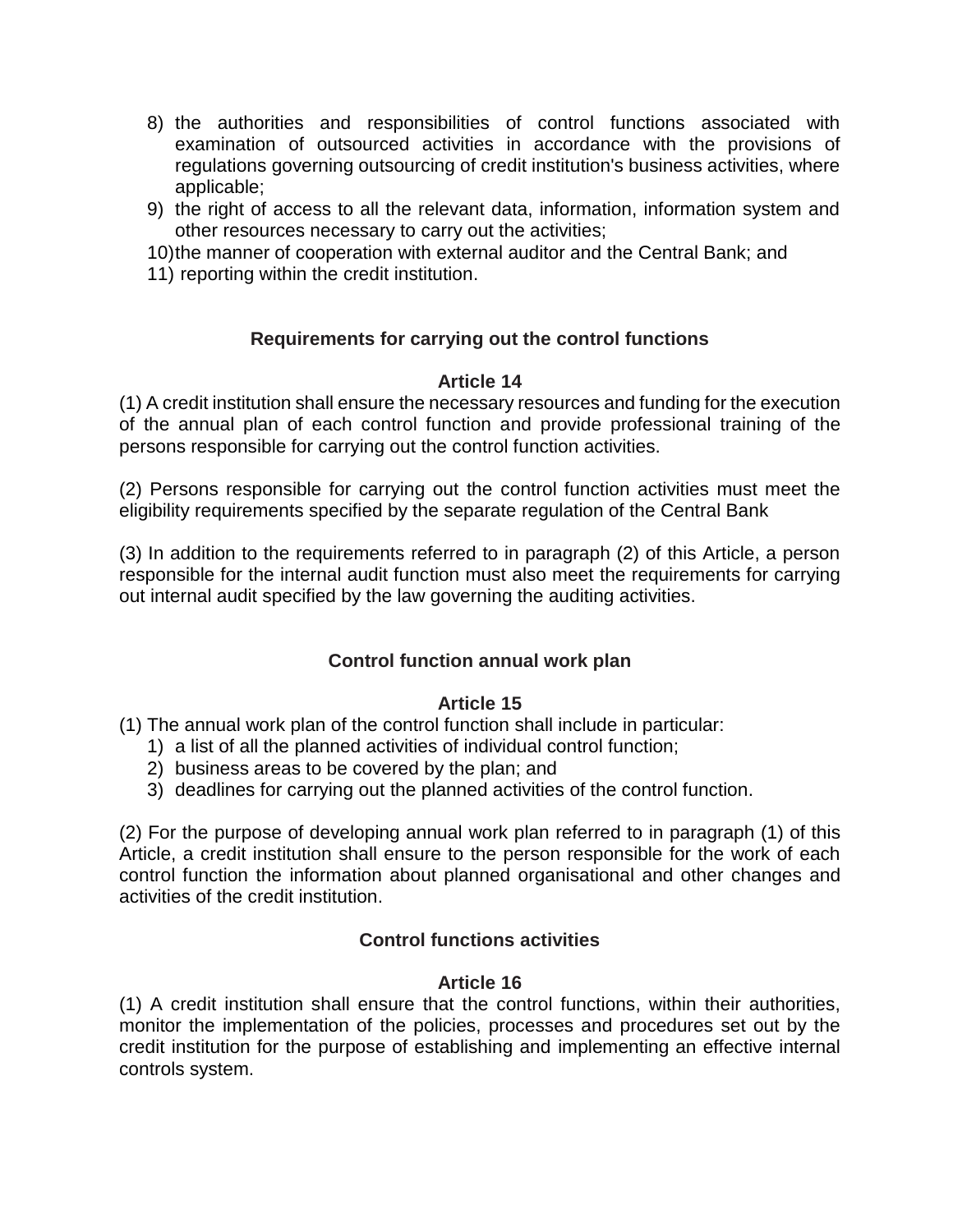8) the authorities and responsibilities of control functions associated with examination of outsourced activities in accordance with the provisions of regulations governing outsourcing of credit institution's business activities, where applicable;
9) the right of access to all the relevant data, information, information system and other resources necessary to carry out the activities;
10) the manner of cooperation with external auditor and the Central Bank; and
11) reporting within the credit institution.

**Requirements for carrying out the control functions**

**Article 14**

(1) A credit institution shall ensure the necessary resources and funding for the execution of the annual plan of each control function and provide professional training of the persons responsible for carrying out the control function activities.

(2) Persons responsible for carrying out the control function activities must meet the eligibility requirements specified by the separate regulation of the Central Bank

(3) In addition to the requirements referred to in paragraph (2) of this Article, a person responsible for the internal audit function must also meet the requirements for carrying out internal audit specified by the law governing the auditing activities.

**Control function annual work plan**

**Article 15**

(1) The annual work plan of the control function shall include in particular:

1) a list of all the planned activities of individual control function;
2) business areas to be covered by the plan; and
3) deadlines for carrying out the planned activities of the control function.

(2) For the purpose of developing annual work plan referred to in paragraph (1) of this Article, a credit institution shall ensure to the person responsible for the work of each control function the information about planned organisational and other changes and activities of the credit institution.

**Control functions activities**

**Article 16**

(1) A credit institution shall ensure that the control functions, within their authorities, monitor the implementation of the policies, processes and procedures set out by the credit institution for the purpose of establishing and implementing an effective internal controls system.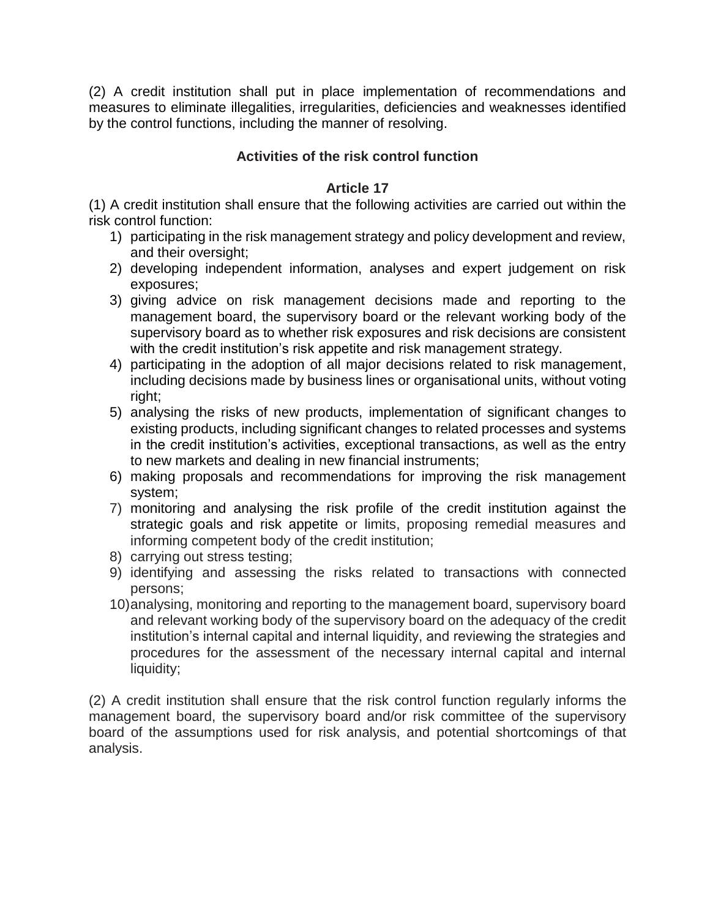(2) A credit institution shall put in place implementation of recommendations and measures to eliminate illegalities, irregularities, deficiencies and weaknesses identified by the control functions, including the manner of resolving.

### Activities of the risk control function

### Article 17

(1) A credit institution shall ensure that the following activities are carried out within the risk control function:

1) participating in the risk management strategy and policy development and review, and their oversight;
2) developing independent information, analyses and expert judgement on risk exposures;
3) giving advice on risk management decisions made and reporting to the management board, the supervisory board or the relevant working body of the supervisory board as to whether risk exposures and risk decisions are consistent with the credit institution's risk appetite and risk management strategy.
4) participating in the adoption of all major decisions related to risk management, including decisions made by business lines or organisational units, without voting right;
5) analysing the risks of new products, implementation of significant changes to existing products, including significant changes to related processes and systems in the credit institution's activities, exceptional transactions, as well as the entry to new markets and dealing in new financial instruments;
6) making proposals and recommendations for improving the risk management system;
7) monitoring and analysing the risk profile of the credit institution against the strategic goals and risk appetite or limits, proposing remedial measures and informing competent body of the credit institution;
8) carrying out stress testing;
9) identifying and assessing the risks related to transactions with connected persons;
10) analysing, monitoring and reporting to the management board, supervisory board and relevant working body of the supervisory board on the adequacy of the credit institution's internal capital and internal liquidity, and reviewing the strategies and procedures for the assessment of the necessary internal capital and internal liquidity;

(2) A credit institution shall ensure that the risk control function regularly informs the management board, the supervisory board and/or risk committee of the supervisory board of the assumptions used for risk analysis, and potential shortcomings of that analysis.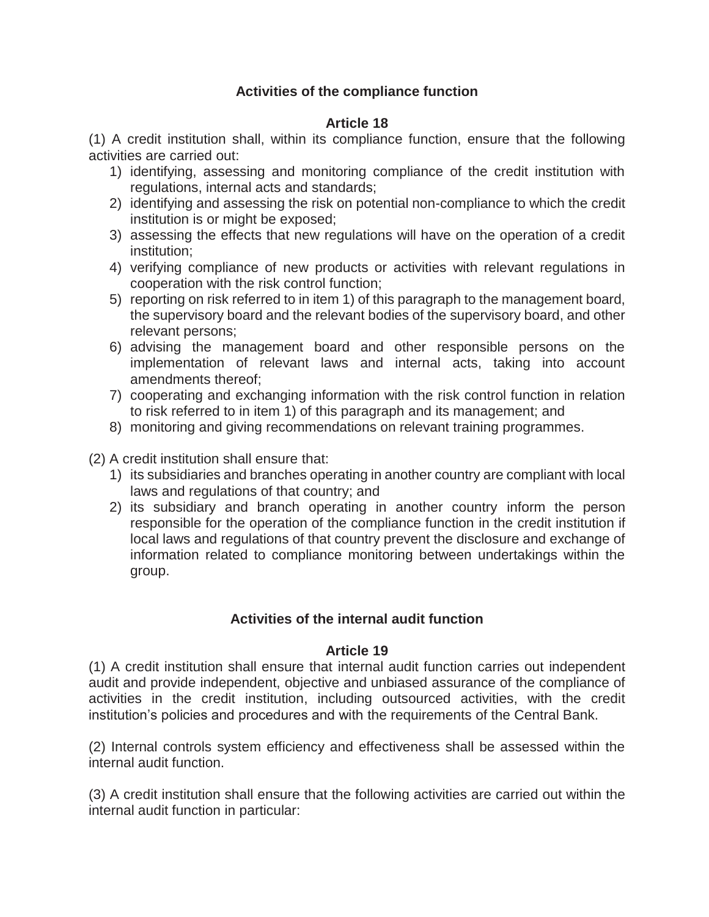### Activities of the compliance function

**Article 18**

(1) A credit institution shall, within its compliance function, ensure that the following activities are carried out:

1) identifying, assessing and monitoring compliance of the credit institution with regulations, internal acts and standards;
2) identifying and assessing the risk on potential non-compliance to which the credit institution is or might be exposed;
3) assessing the effects that new regulations will have on the operation of a credit institution;
4) verifying compliance of new products or activities with relevant regulations in cooperation with the risk control function;
5) reporting on risk referred to in item 1) of this paragraph to the management board, the supervisory board and the relevant bodies of the supervisory board, and other relevant persons;
6) advising the management board and other responsible persons on the implementation of relevant laws and internal acts, taking into account amendments thereof;
7) cooperating and exchanging information with the risk control function in relation to risk referred to in item 1) of this paragraph and its management; and
8) monitoring and giving recommendations on relevant training programmes.

(2) A credit institution shall ensure that:

1) its subsidiaries and branches operating in another country are compliant with local laws and regulations of that country; and
2) its subsidiary and branch operating in another country inform the person responsible for the operation of the compliance function in the credit institution if local laws and regulations of that country prevent the disclosure and exchange of information related to compliance monitoring between undertakings within the group.

### Activities of the internal audit function

**Article 19**

(1) A credit institution shall ensure that internal audit function carries out independent audit and provide independent, objective and unbiased assurance of the compliance of activities in the credit institution, including outsourced activities, with the credit institution's policies and procedures and with the requirements of the Central Bank.

(2) Internal controls system efficiency and effectiveness shall be assessed within the internal audit function.

(3) A credit institution shall ensure that the following activities are carried out within the internal audit function in particular: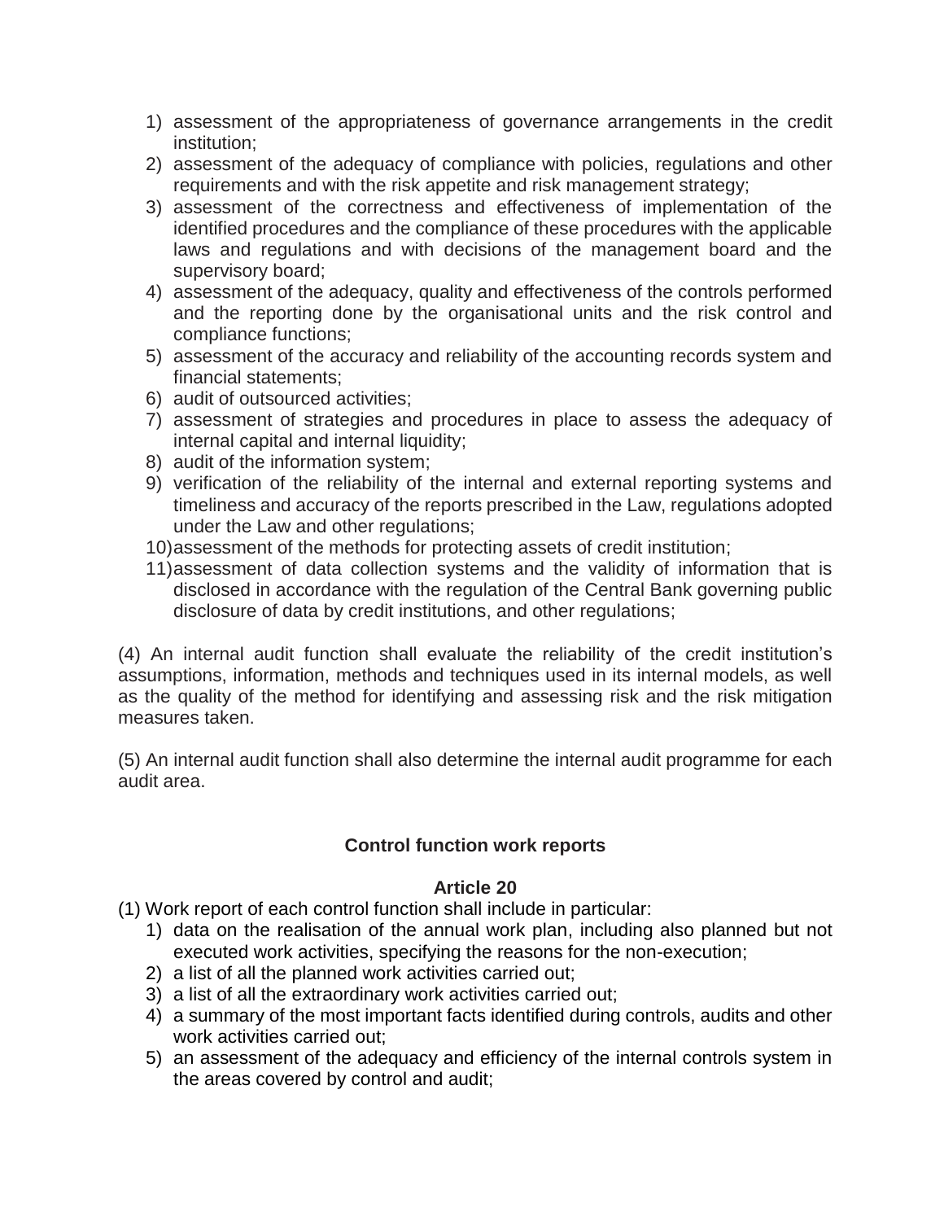1) assessment of the appropriateness of governance arrangements in the credit institution;
2) assessment of the adequacy of compliance with policies, regulations and other requirements and with the risk appetite and risk management strategy;
3) assessment of the correctness and effectiveness of implementation of the identified procedures and the compliance of these procedures with the applicable laws and regulations and with decisions of the management board and the supervisory board;
4) assessment of the adequacy, quality and effectiveness of the controls performed and the reporting done by the organisational units and the risk control and compliance functions;
5) assessment of the accuracy and reliability of the accounting records system and financial statements;
6) audit of outsourced activities;
7) assessment of strategies and procedures in place to assess the adequacy of internal capital and internal liquidity;
8) audit of the information system;
9) verification of the reliability of the internal and external reporting systems and timeliness and accuracy of the reports prescribed in the Law, regulations adopted under the Law and other regulations;
10) assessment of the methods for protecting assets of credit institution;
11) assessment of data collection systems and the validity of information that is disclosed in accordance with the regulation of the Central Bank governing public disclosure of data by credit institutions, and other regulations;

(4) An internal audit function shall evaluate the reliability of the credit institution's assumptions, information, methods and techniques used in its internal models, as well as the quality of the method for identifying and assessing risk and the risk mitigation measures taken.

(5) An internal audit function shall also determine the internal audit programme for each audit area.

**Control function work reports**

**Article 20**

(1) Work report of each control function shall include in particular:

1) data on the realisation of the annual work plan, including also planned but not executed work activities, specifying the reasons for the non-execution;
2) a list of all the planned work activities carried out;
3) a list of all the extraordinary work activities carried out;
4) a summary of the most important facts identified during controls, audits and other work activities carried out;
5) an assessment of the adequacy and efficiency of the internal controls system in the areas covered by control and audit;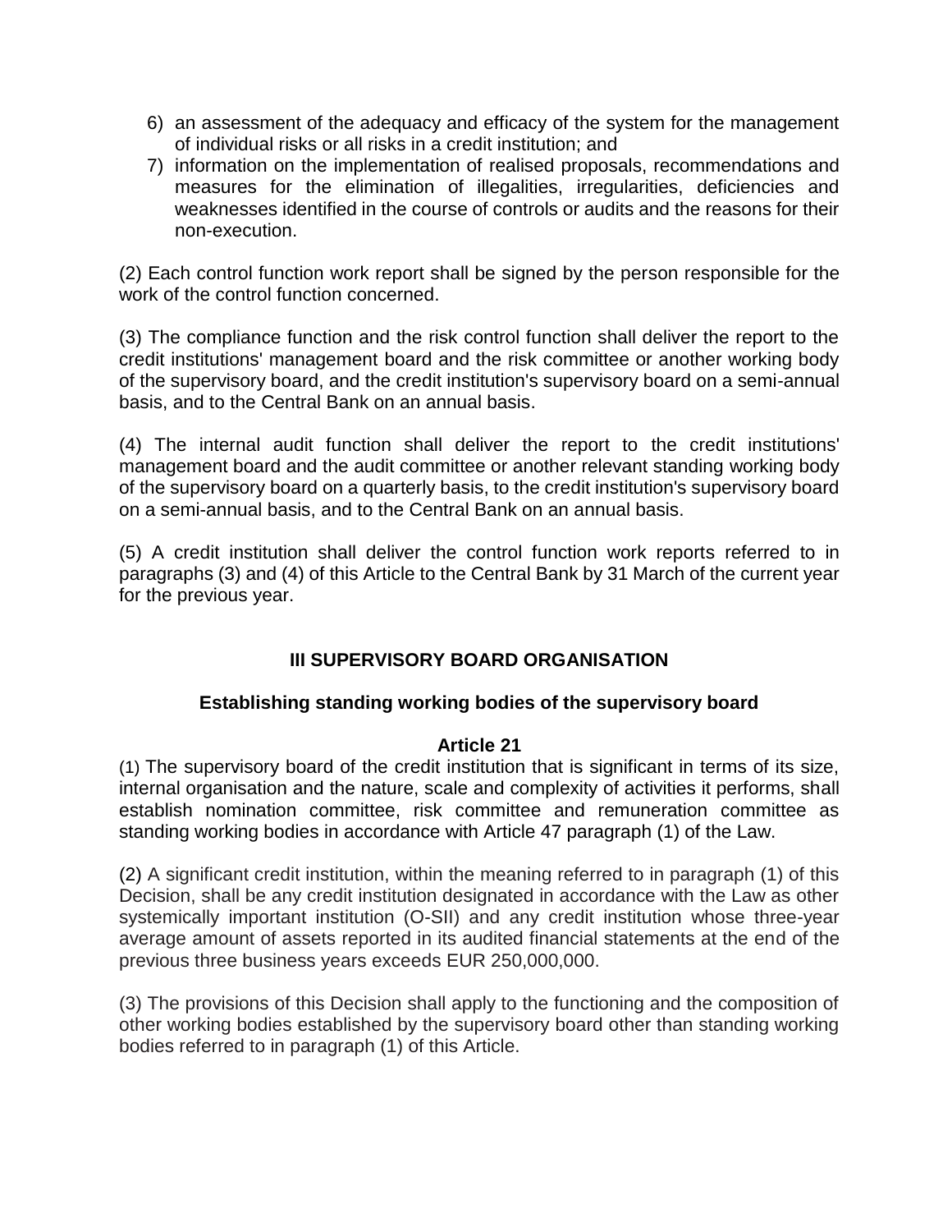6) an assessment of the adequacy and efficacy of the system for the management of individual risks or all risks in a credit institution; and
7) information on the implementation of realised proposals, recommendations and measures for the elimination of illegalities, irregularities, deficiencies and weaknesses identified in the course of controls or audits and the reasons for their non-execution.

(2) Each control function work report shall be signed by the person responsible for the work of the control function concerned.

(3) The compliance function and the risk control function shall deliver the report to the credit institutions' management board and the risk committee or another working body of the supervisory board, and the credit institution's supervisory board on a semi-annual basis, and to the Central Bank on an annual basis.

(4) The internal audit function shall deliver the report to the credit institutions' management board and the audit committee or another relevant standing working body of the supervisory board on a quarterly basis, to the credit institution's supervisory board on a semi-annual basis, and to the Central Bank on an annual basis.

(5) A credit institution shall deliver the control function work reports referred to in paragraphs (3) and (4) of this Article to the Central Bank by 31 March of the current year for the previous year.

## III SUPERVISORY BOARD ORGANISATION

### Establishing standing working bodies of the supervisory board

#### Article 21

(1) The supervisory board of the credit institution that is significant in terms of its size, internal organisation and the nature, scale and complexity of activities it performs, shall establish nomination committee, risk committee and remuneration committee as standing working bodies in accordance with Article 47 paragraph (1) of the Law.

(2) A significant credit institution, within the meaning referred to in paragraph (1) of this Decision, shall be any credit institution designated in accordance with the Law as other systemically important institution (O-SII) and any credit institution whose three-year average amount of assets reported in its audited financial statements at the end of the previous three business years exceeds EUR 250,000,000.

(3) The provisions of this Decision shall apply to the functioning and the composition of other working bodies established by the supervisory board other than standing working bodies referred to in paragraph (1) of this Article.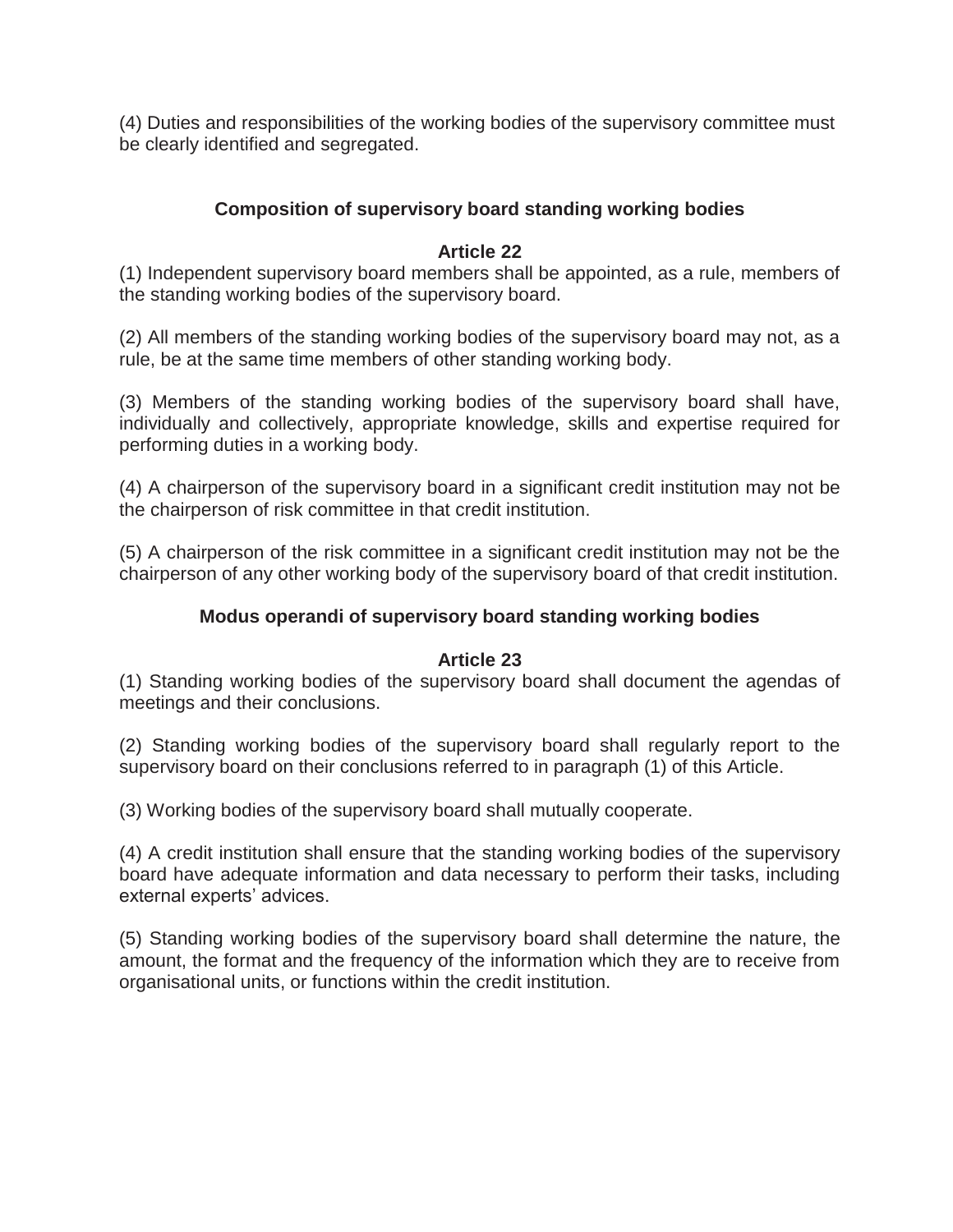(4) Duties and responsibilities of the working bodies of the supervisory committee must be clearly identified and segregated.

### Composition of supervisory board standing working bodies

#### Article 22

(1) Independent supervisory board members shall be appointed, as a rule, members of the standing working bodies of the supervisory board.

(2) All members of the standing working bodies of the supervisory board may not, as a rule, be at the same time members of other standing working body.

(3) Members of the standing working bodies of the supervisory board shall have, individually and collectively, appropriate knowledge, skills and expertise required for performing duties in a working body.

(4) A chairperson of the supervisory board in a significant credit institution may not be the chairperson of risk committee in that credit institution.

(5) A chairperson of the risk committee in a significant credit institution may not be the chairperson of any other working body of the supervisory board of that credit institution.

### Modus operandi of supervisory board standing working bodies

#### Article 23

(1) Standing working bodies of the supervisory board shall document the agendas of meetings and their conclusions.

(2) Standing working bodies of the supervisory board shall regularly report to the supervisory board on their conclusions referred to in paragraph (1) of this Article.

(3) Working bodies of the supervisory board shall mutually cooperate.

(4) A credit institution shall ensure that the standing working bodies of the supervisory board have adequate information and data necessary to perform their tasks, including external experts' advices.

(5) Standing working bodies of the supervisory board shall determine the nature, the amount, the format and the frequency of the information which they are to receive from organisational units, or functions within the credit institution.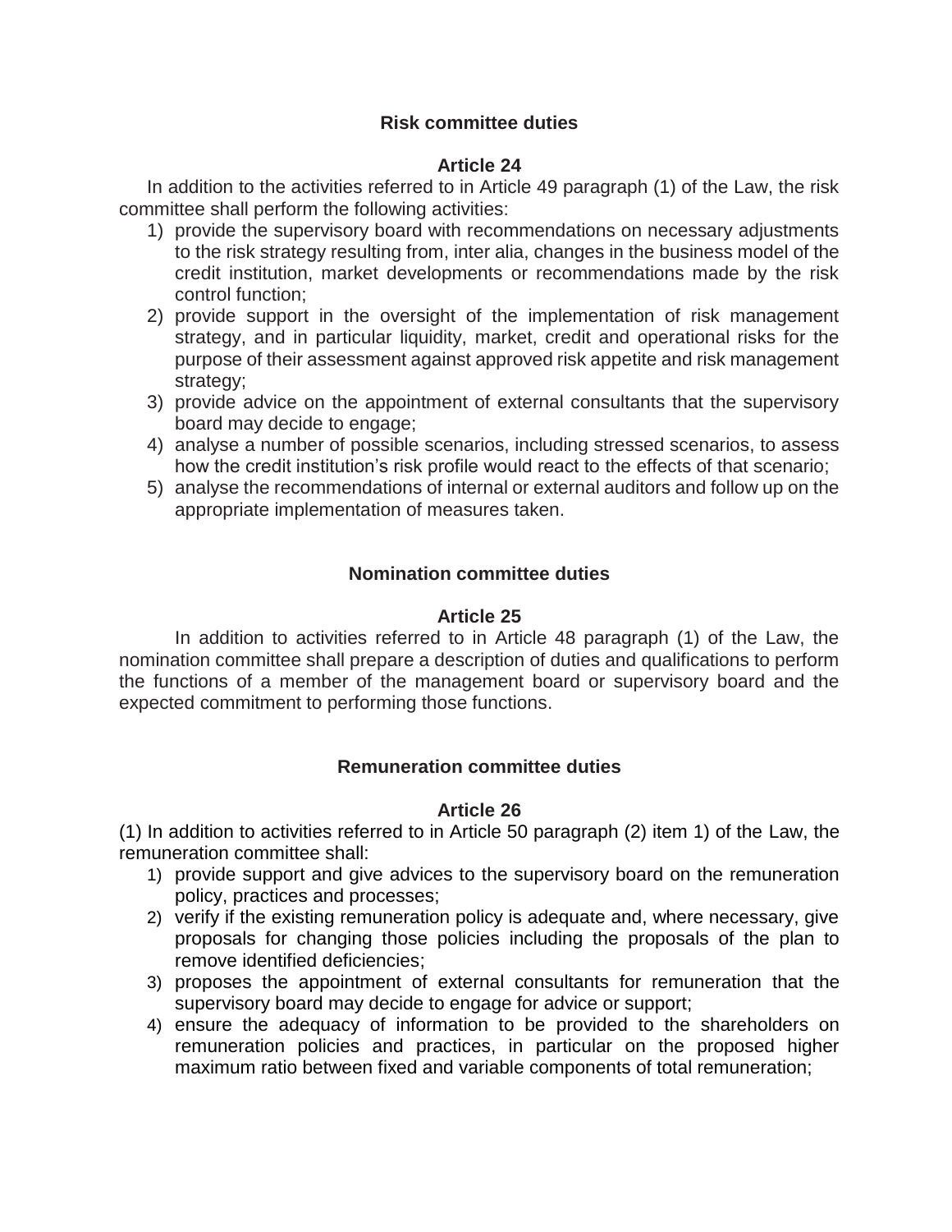**Risk committee duties**

**Article 24**

In addition to the activities referred to in Article 49 paragraph (1) of the Law, the risk committee shall perform the following activities:

1) provide the supervisory board with recommendations on necessary adjustments to the risk strategy resulting from, inter alia, changes in the business model of the credit institution, market developments or recommendations made by the risk control function;
2) provide support in the oversight of the implementation of risk management strategy, and in particular liquidity, market, credit and operational risks for the purpose of their assessment against approved risk appetite and risk management strategy;
3) provide advice on the appointment of external consultants that the supervisory board may decide to engage;
4) analyse a number of possible scenarios, including stressed scenarios, to assess how the credit institution's risk profile would react to the effects of that scenario;
5) analyse the recommendations of internal or external auditors and follow up on the appropriate implementation of measures taken.

**Nomination committee duties**

**Article 25**

In addition to activities referred to in Article 48 paragraph (1) of the Law, the nomination committee shall prepare a description of duties and qualifications to perform the functions of a member of the management board or supervisory board and the expected commitment to performing those functions.

**Remuneration committee duties**

**Article 26**

(1) In addition to activities referred to in Article 50 paragraph (2) item 1) of the Law, the remuneration committee shall:

1) provide support and give advices to the supervisory board on the remuneration policy, practices and processes;
2) verify if the existing remuneration policy is adequate and, where necessary, give proposals for changing those policies including the proposals of the plan to remove identified deficiencies;
3) proposes the appointment of external consultants for remuneration that the supervisory board may decide to engage for advice or support;
4) ensure the adequacy of information to be provided to the shareholders on remuneration policies and practices, in particular on the proposed higher maximum ratio between fixed and variable components of total remuneration;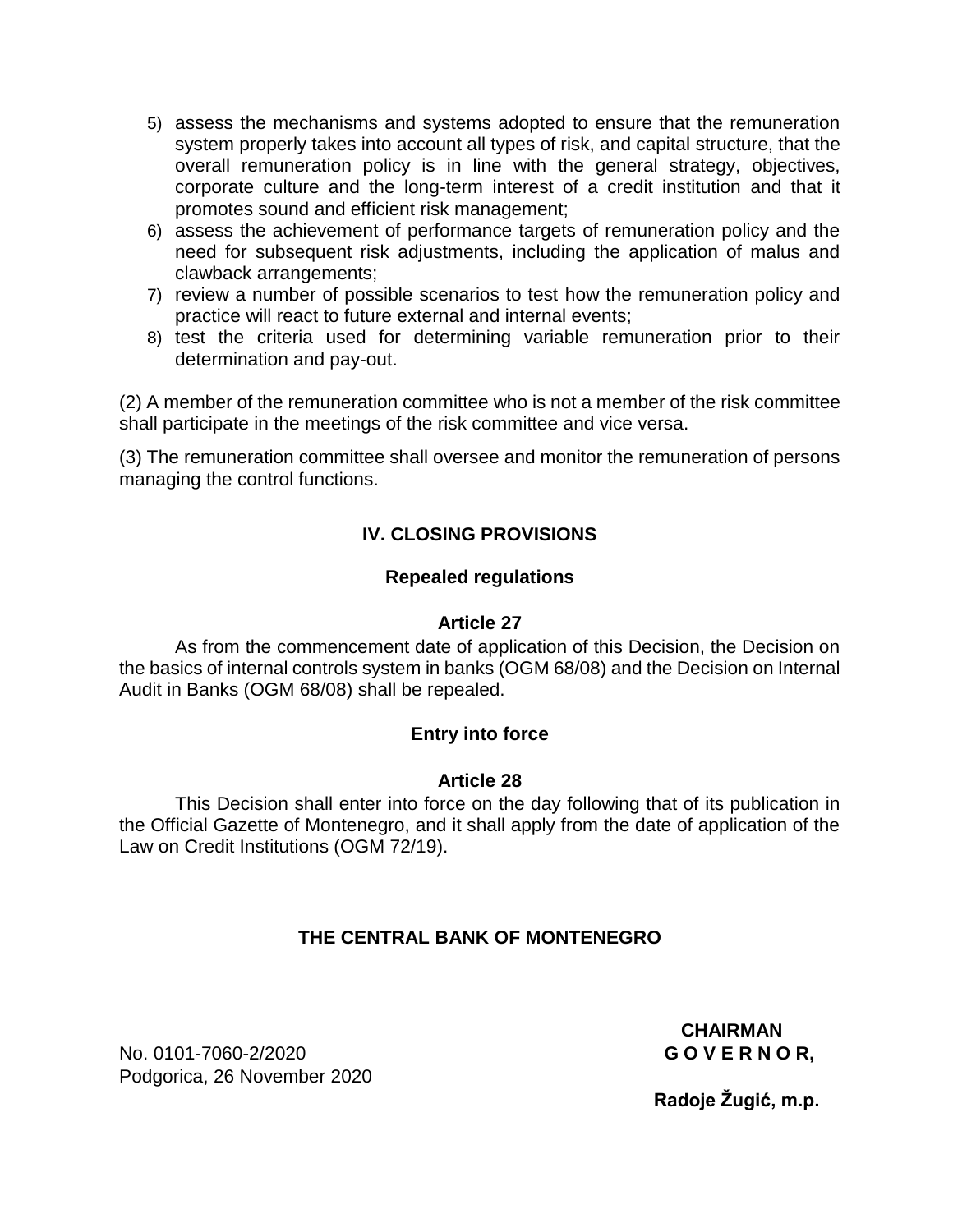5) assess the mechanisms and systems adopted to ensure that the remuneration system properly takes into account all types of risk, and capital structure, that the overall remuneration policy is in line with the general strategy, objectives, corporate culture and the long-term interest of a credit institution and that it promotes sound and efficient risk management;
6) assess the achievement of performance targets of remuneration policy and the need for subsequent risk adjustments, including the application of malus and clawback arrangements;
7) review a number of possible scenarios to test how the remuneration policy and practice will react to future external and internal events;
8) test the criteria used for determining variable remuneration prior to their determination and pay-out.

(2) A member of the remuneration committee who is not a member of the risk committee shall participate in the meetings of the risk committee and vice versa.

(3) The remuneration committee shall oversee and monitor the remuneration of persons managing the control functions.

## IV. CLOSING PROVISIONS

### Repealed regulations

### Article 27

As from the commencement date of application of this Decision, the Decision on the basics of internal controls system in banks (OGM 68/08) and the Decision on Internal Audit in Banks (OGM 68/08) shall be repealed.

### Entry into force

### Article 28

This Decision shall enter into force on the day following that of its publication in the Official Gazette of Montenegro, and it shall apply from the date of application of the Law on Credit Institutions (OGM 72/19).

**THE CENTRAL BANK OF MONTENEGRO**

No. 0101-7060-2/2020
Podgorica, 26 November 2020

**CHAIRMAN**
**G O V E R N O R,**

**Radoje Žugić, m.p.**